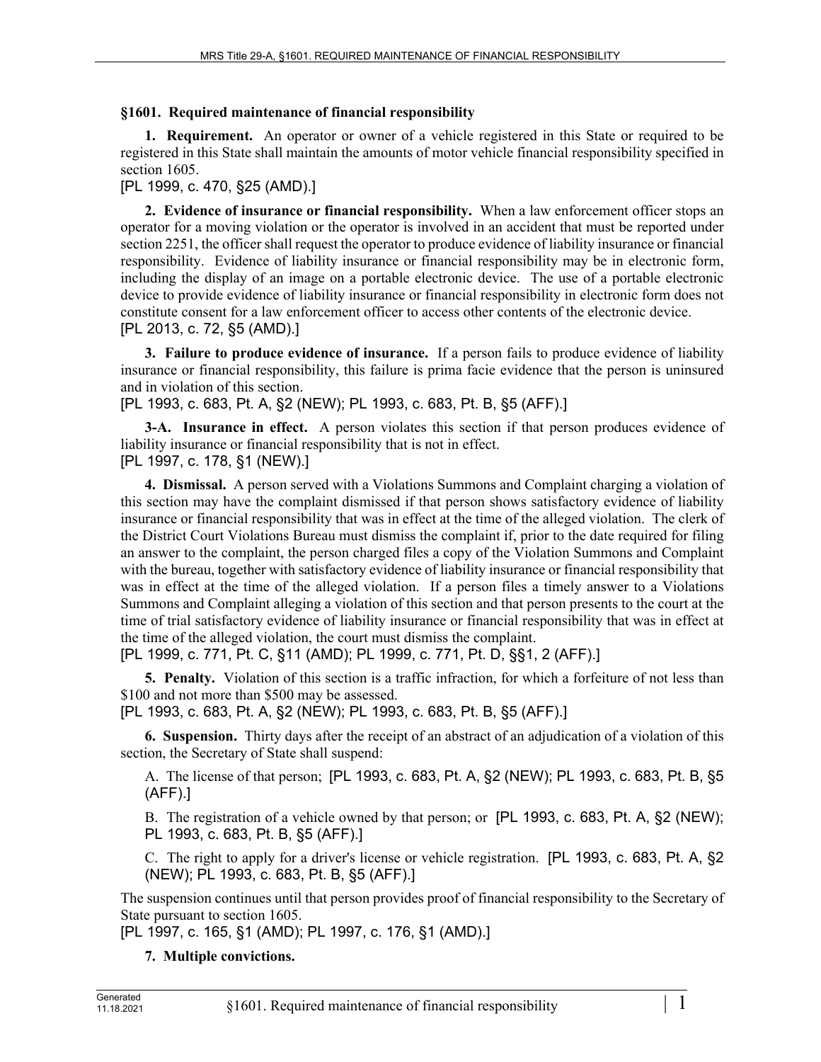## §1601. Required maintenance of financial responsibility

**1. Requirement.** An operator or owner of a vehicle registered in this State or required to be registered in this State shall maintain the amounts of motor vehicle financial responsibility specified in section 1605.

[PL 1999, c. 470, §25 (AMD).]

**2. Evidence of insurance or financial responsibility.** When a law enforcement officer stops an operator for a moving violation or the operator is involved in an accident that must be reported under section 2251, the officer shall request the operator to produce evidence of liability insurance or financial responsibility. Evidence of liability insurance or financial responsibility may be in electronic form, including the display of an image on a portable electronic device. The use of a portable electronic device to provide evidence of liability insurance or financial responsibility in electronic form does not constitute consent for a law enforcement officer to access other contents of the electronic device.

[PL 2013, c. 72, §5 (AMD).]

**3. Failure to produce evidence of insurance.** If a person fails to produce evidence of liability insurance or financial responsibility, this failure is prima facie evidence that the person is uninsured and in violation of this section.

[PL 1993, c. 683, Pt. A, §2 (NEW); PL 1993, c. 683, Pt. B, §5 (AFF).]

**3-A. Insurance in effect.** A person violates this section if that person produces evidence of liability insurance or financial responsibility that is not in effect.

[PL 1997, c. 178, §1 (NEW).]

**4. Dismissal.** A person served with a Violations Summons and Complaint charging a violation of this section may have the complaint dismissed if that person shows satisfactory evidence of liability insurance or financial responsibility that was in effect at the time of the alleged violation. The clerk of the District Court Violations Bureau must dismiss the complaint if, prior to the date required for filing an answer to the complaint, the person charged files a copy of the Violation Summons and Complaint with the bureau, together with satisfactory evidence of liability insurance or financial responsibility that was in effect at the time of the alleged violation. If a person files a timely answer to a Violations Summons and Complaint alleging a violation of this section and that person presents to the court at the time of trial satisfactory evidence of liability insurance or financial responsibility that was in effect at the time of the alleged violation, the court must dismiss the complaint.

[PL 1999, c. 771, Pt. C, §11 (AMD); PL 1999, c. 771, Pt. D, §§1, 2 (AFF).]

**5. Penalty.** Violation of this section is a traffic infraction, for which a forfeiture of not less than $100 and not more than $500 may be assessed.

[PL 1993, c. 683, Pt. A, §2 (NEW); PL 1993, c. 683, Pt. B, §5 (AFF).]

**6. Suspension.** Thirty days after the receipt of an abstract of an adjudication of a violation of this section, the Secretary of State shall suspend:

A. The license of that person; [PL 1993, c. 683, Pt. A, §2 (NEW); PL 1993, c. 683, Pt. B, §5 (AFF).]

B. The registration of a vehicle owned by that person; or [PL 1993, c. 683, Pt. A, §2 (NEW); PL 1993, c. 683, Pt. B, §5 (AFF).]

C. The right to apply for a driver's license or vehicle registration. [PL 1993, c. 683, Pt. A, §2 (NEW); PL 1993, c. 683, Pt. B, §5 (AFF).]

The suspension continues until that person provides proof of financial responsibility to the Secretary of State pursuant to section 1605.

[PL 1997, c. 165, §1 (AMD); PL 1997, c. 176, §1 (AMD).]

**7. Multiple convictions.**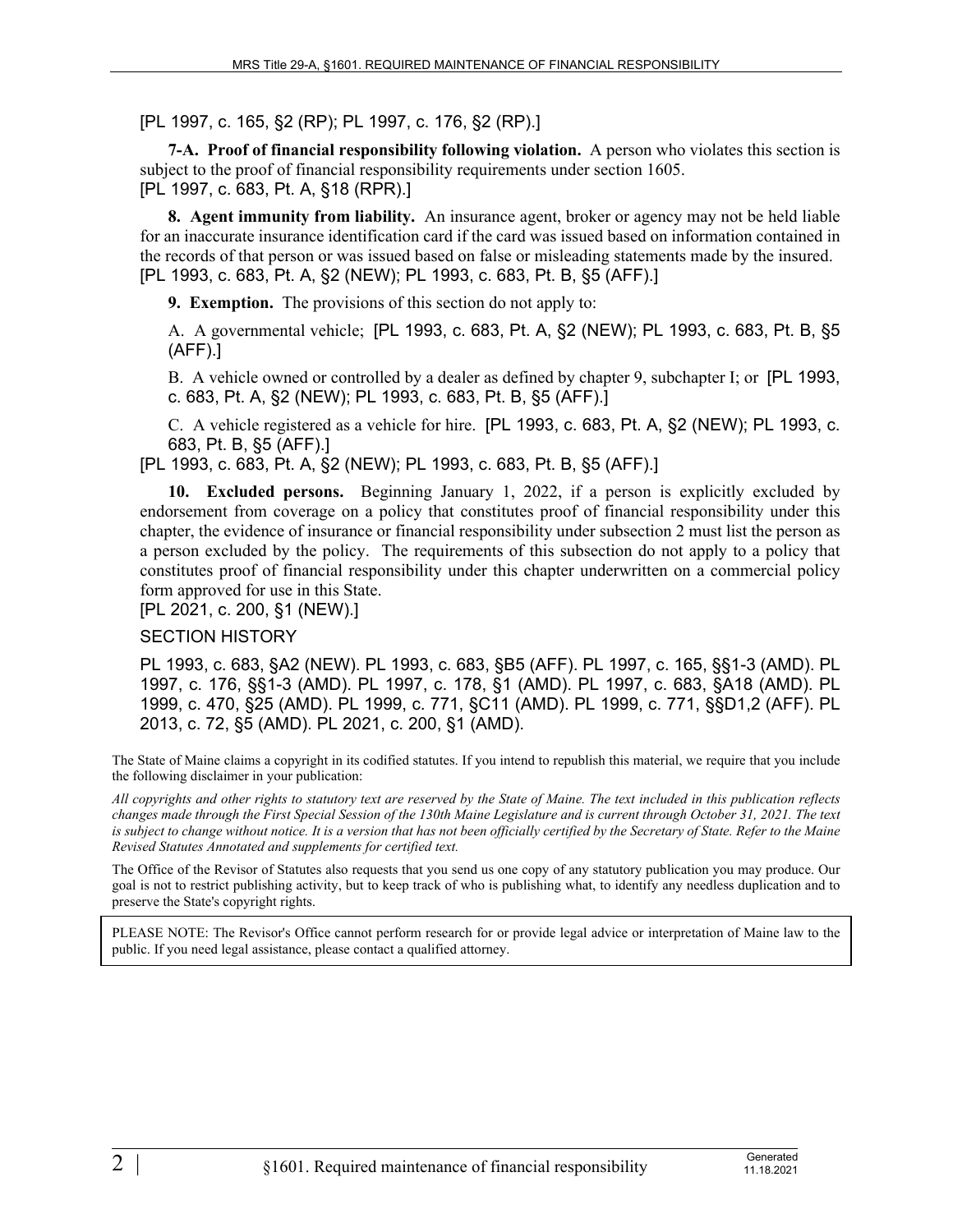[PL 1997, c. 165, §2 (RP); PL 1997, c. 176, §2 (RP).]

**7-A. Proof of financial responsibility following violation.** A person who violates this section is subject to the proof of financial responsibility requirements under section 1605.
[PL 1997, c. 683, Pt. A, §18 (RPR).]

**8. Agent immunity from liability.** An insurance agent, broker or agency may not be held liable for an inaccurate insurance identification card if the card was issued based on information contained in the records of that person or was issued based on false or misleading statements made by the insured.
[PL 1993, c. 683, Pt. A, §2 (NEW); PL 1993, c. 683, Pt. B, §5 (AFF).]

**9. Exemption.** The provisions of this section do not apply to:

A. A governmental vehicle; [PL 1993, c. 683, Pt. A, §2 (NEW); PL 1993, c. 683, Pt. B, §5 (AFF).]

B. A vehicle owned or controlled by a dealer as defined by chapter 9, subchapter I; or [PL 1993, c. 683, Pt. A, §2 (NEW); PL 1993, c. 683, Pt. B, §5 (AFF).]

C. A vehicle registered as a vehicle for hire. [PL 1993, c. 683, Pt. A, §2 (NEW); PL 1993, c. 683, Pt. B, §5 (AFF).]

[PL 1993, c. 683, Pt. A, §2 (NEW); PL 1993, c. 683, Pt. B, §5 (AFF).]

**10. Excluded persons.** Beginning January 1, 2022, if a person is explicitly excluded by endorsement from coverage on a policy that constitutes proof of financial responsibility under this chapter, the evidence of insurance or financial responsibility under subsection 2 must list the person as a person excluded by the policy. The requirements of this subsection do not apply to a policy that constitutes proof of financial responsibility under this chapter underwritten on a commercial policy form approved for use in this State.
[PL 2021, c. 200, §1 (NEW).]

SECTION HISTORY

PL 1993, c. 683, §A2 (NEW). PL 1993, c. 683, §B5 (AFF). PL 1997, c. 165, §§1-3 (AMD). PL 1997, c. 176, §§1-3 (AMD). PL 1997, c. 178, §1 (AMD). PL 1997, c. 683, §A18 (AMD). PL 1999, c. 470, §25 (AMD). PL 1999, c. 771, §C11 (AMD). PL 1999, c. 771, §§D1,2 (AFF). PL 2013, c. 72, §5 (AMD). PL 2021, c. 200, §1 (AMD).

The State of Maine claims a copyright in its codified statutes. If you intend to republish this material, we require that you include the following disclaimer in your publication:

*All copyrights and other rights to statutory text are reserved by the State of Maine. The text included in this publication reflects changes made through the First Special Session of the 130th Maine Legislature and is current through October 31, 2021. The text is subject to change without notice. It is a version that has not been officially certified by the Secretary of State. Refer to the Maine Revised Statutes Annotated and supplements for certified text.*

The Office of the Revisor of Statutes also requests that you send us one copy of any statutory publication you may produce. Our goal is not to restrict publishing activity, but to keep track of who is publishing what, to identify any needless duplication and to preserve the State's copyright rights.

PLEASE NOTE: The Revisor's Office cannot perform research for or provide legal advice or interpretation of Maine law to the public. If you need legal assistance, please contact a qualified attorney.